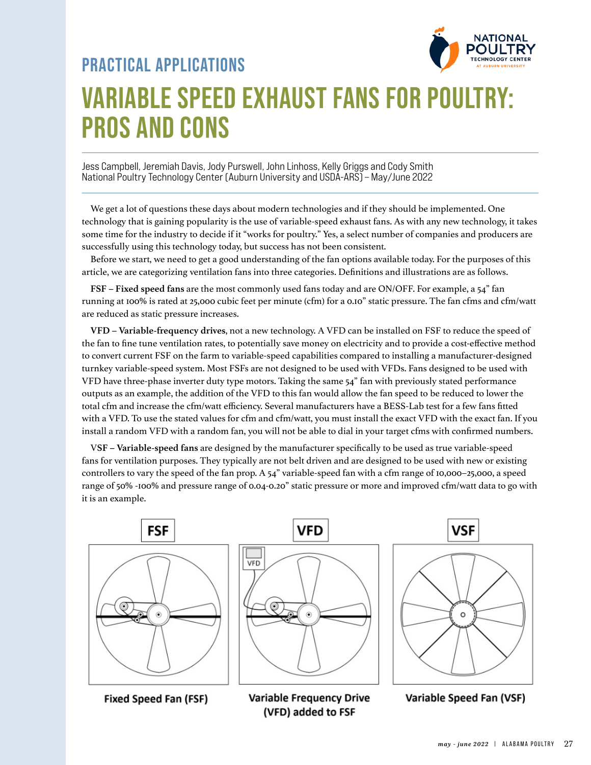PRACTICAL APPLICATIONS

# VARIABLE SPEED EXHAUST FANS FOR POULTRY: PROS AND CONS

Jess Campbell, Jeremiah Davis, Jody Purswell, John Linhoss, Kelly Griggs and Cody Smith
National Poultry Technology Center (Auburn University and USDA-ARS) – May/June 2022

We get a lot of questions these days about modern technologies and if they should be implemented. One technology that is gaining popularity is the use of variable-speed exhaust fans. As with any new technology, it takes some time for the industry to decide if it "works for poultry." Yes, a select number of companies and producers are successfully using this technology today, but success has not been consistent.

Before we start, we need to get a good understanding of the fan options available today. For the purposes of this article, we are categorizing ventilation fans into three categories. Definitions and illustrations are as follows.

**FSF – Fixed speed fans** are the most commonly used fans today and are ON/OFF. For example, a 54" fan running at 100% is rated at 25,000 cubic feet per minute (cfm) for a 0.10" static pressure. The fan cfms and cfm/watt are reduced as static pressure increases.

**VFD – Variable-frequency drives**, not a new technology. A VFD can be installed on FSF to reduce the speed of the fan to fine tune ventilation rates, to potentially save money on electricity and to provide a cost-effective method to convert current FSF on the farm to variable-speed capabilities compared to installing a manufacturer-designed turnkey variable-speed system. Most FSFs are not designed to be used with VFDs. Fans designed to be used with VFD have three-phase inverter duty type motors. Taking the same 54" fan with previously stated performance outputs as an example, the addition of the VFD to this fan would allow the fan speed to be reduced to lower the total cfm and increase the cfm/watt efficiency. Several manufacturers have a BESS-Lab test for a few fans fitted with a VFD. To use the stated values for cfm and cfm/watt, you must install the exact VFD with the exact fan. If you install a random VFD with a random fan, you will not be able to dial in your target cfms with confirmed numbers.

**VSF – Variable-speed fans** are designed by the manufacturer specifically to be used as true variable-speed fans for ventilation purposes. They typically are not belt driven and are designed to be used with new or existing controllers to vary the speed of the fan prop. A 54" variable-speed fan with a cfm range of 10,000–25,000, a speed range of 50% -100% and pressure range of 0.04-0.20" static pressure or more and improved cfm/watt data to go with it is an example.

Fixed Speed Fan (FSF)

Variable Frequency Drive (VFD) added to FSF

Variable Speed Fan (VSF)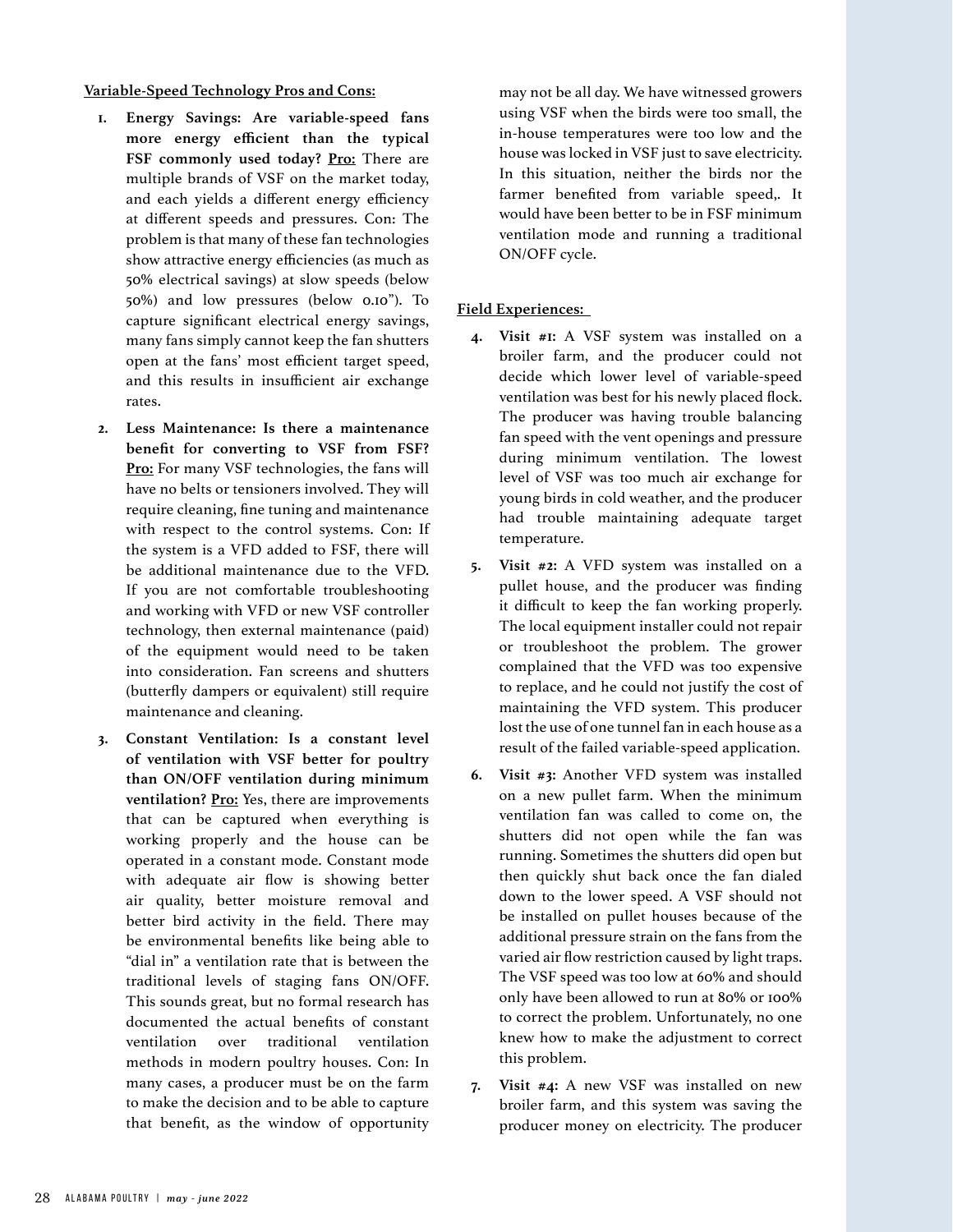**Variable-Speed Technology Pros and Cons:**

1. **Energy Savings: Are variable-speed fans more energy efficient than the typical FSF commonly used today?** **Pro:** There are multiple brands of VSF on the market today, and each yields a different energy efficiency at different speeds and pressures. Con: The problem is that many of these fan technologies show attractive energy efficiencies (as much as 50% electrical savings) at slow speeds (below 50%) and low pressures (below 0.10"). To capture significant electrical energy savings, many fans simply cannot keep the fan shutters open at the fans' most efficient target speed, and this results in insufficient air exchange rates.

2. **Less Maintenance: Is there a maintenance benefit for converting to VSF from FSF?** **Pro:** For many VSF technologies, the fans will have no belts or tensioners involved. They will require cleaning, fine tuning and maintenance with respect to the control systems. Con: If the system is a VFD added to FSF, there will be additional maintenance due to the VFD. If you are not comfortable troubleshooting and working with VFD or new VSF controller technology, then external maintenance (paid) of the equipment would need to be taken into consideration. Fan screens and shutters (butterfly dampers or equivalent) still require maintenance and cleaning.

3. **Constant Ventilation: Is a constant level of ventilation with VSF better for poultry than ON/OFF ventilation during minimum ventilation?** **Pro:** Yes, there are improvements that can be captured when everything is working properly and the house can be operated in a constant mode. Constant mode with adequate air flow is showing better air quality, better moisture removal and better bird activity in the field. There may be environmental benefits like being able to "dial in" a ventilation rate that is between the traditional levels of staging fans ON/OFF. This sounds great, but no formal research has documented the actual benefits of constant ventilation over traditional ventilation methods in modern poultry houses. Con: In many cases, a producer must be on the farm to make the decision and to be able to capture that benefit, as the window of opportunity may not be all day. We have witnessed growers using VSF when the birds were too small, the in-house temperatures were too low and the house was locked in VSF just to save electricity. In this situation, neither the birds nor the farmer benefited from variable speed,. It would have been better to be in FSF minimum ventilation mode and running a traditional ON/OFF cycle.

**Field Experiences:**

4. **Visit #1:** A VSF system was installed on a broiler farm, and the producer could not decide which lower level of variable-speed ventilation was best for his newly placed flock. The producer was having trouble balancing fan speed with the vent openings and pressure during minimum ventilation. The lowest level of VSF was too much air exchange for young birds in cold weather, and the producer had trouble maintaining adequate target temperature.

5. **Visit #2:** A VFD system was installed on a pullet house, and the producer was finding it difficult to keep the fan working properly. The local equipment installer could not repair or troubleshoot the problem. The grower complained that the VFD was too expensive to replace, and he could not justify the cost of maintaining the VFD system. This producer lost the use of one tunnel fan in each house as a result of the failed variable-speed application.

6. **Visit #3:** Another VFD system was installed on a new pullet farm. When the minimum ventilation fan was called to come on, the shutters did not open while the fan was running. Sometimes the shutters did open but then quickly shut back once the fan dialed down to the lower speed. A VSF should not be installed on pullet houses because of the additional pressure strain on the fans from the varied air flow restriction caused by light traps. The VSF speed was too low at 60% and should only have been allowed to run at 80% or 100% to correct the problem. Unfortunately, no one knew how to make the adjustment to correct this problem.

7. **Visit #4:** A new VSF was installed on new broiler farm, and this system was saving the producer money on electricity. The producer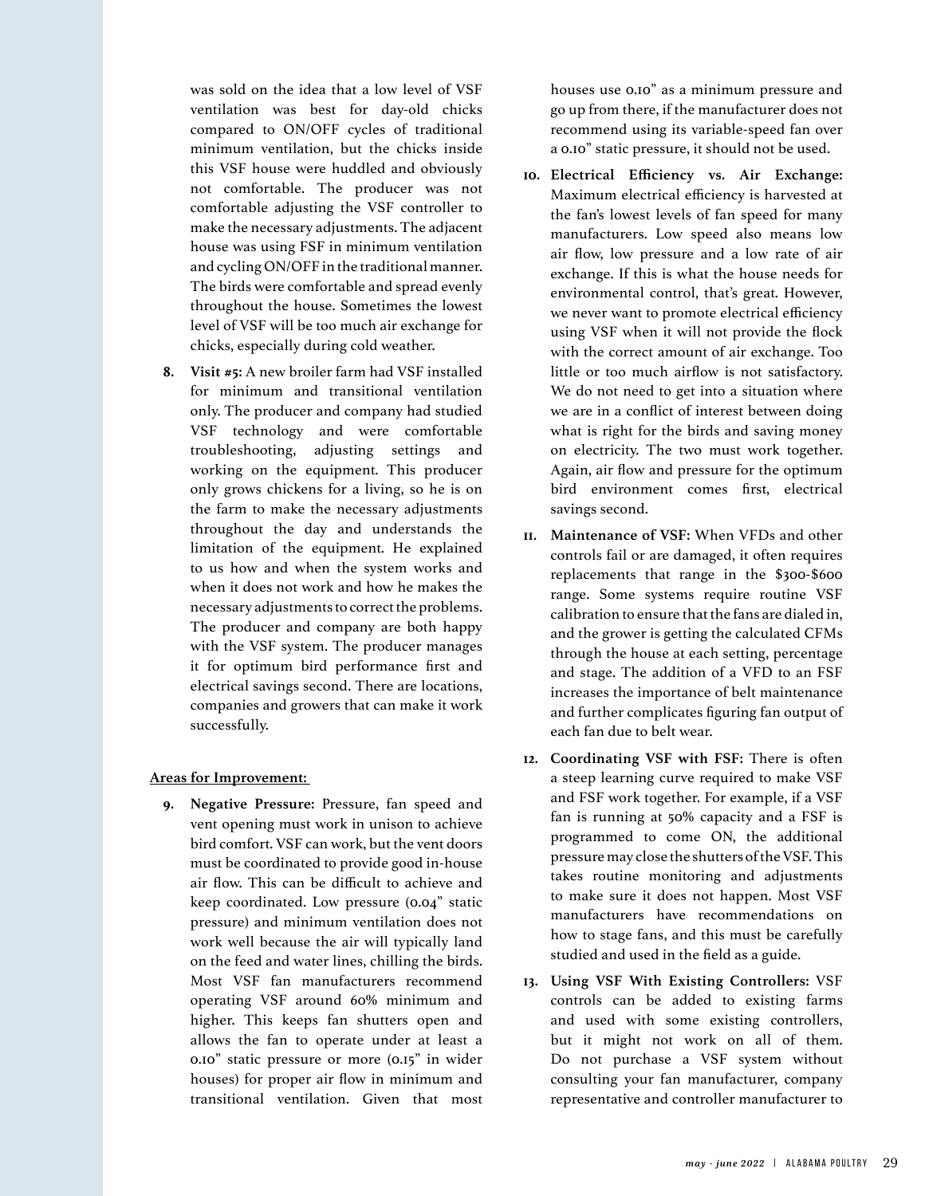was sold on the idea that a low level of VSF ventilation was best for day-old chicks compared to ON/OFF cycles of traditional minimum ventilation, but the chicks inside this VSF house were huddled and obviously not comfortable. The producer was not comfortable adjusting the VSF controller to make the necessary adjustments. The adjacent house was using FSF in minimum ventilation and cycling ON/OFF in the traditional manner. The birds were comfortable and spread evenly throughout the house. Sometimes the lowest level of VSF will be too much air exchange for chicks, especially during cold weather.

8. **Visit #5:** A new broiler farm had VSF installed for minimum and transitional ventilation only. The producer and company had studied VSF technology and were comfortable troubleshooting, adjusting settings and working on the equipment. This producer only grows chickens for a living, so he is on the farm to make the necessary adjustments throughout the day and understands the limitation of the equipment. He explained to us how and when the system works and when it does not work and how he makes the necessary adjustments to correct the problems. The producer and company are both happy with the VSF system. The producer manages it for optimum bird performance first and electrical savings second. There are locations, companies and growers that can make it work successfully.

**Areas for Improvement:**

9. **Negative Pressure:** Pressure, fan speed and vent opening must work in unison to achieve bird comfort. VSF can work, but the vent doors must be coordinated to provide good in-house air flow. This can be difficult to achieve and keep coordinated. Low pressure (0.04" static pressure) and minimum ventilation does not work well because the air will typically land on the feed and water lines, chilling the birds. Most VSF fan manufacturers recommend operating VSF around 60% minimum and higher. This keeps fan shutters open and allows the fan to operate under at least a 0.10" static pressure or more (0.15" in wider houses) for proper air flow in minimum and transitional ventilation. Given that most houses use 0.10" as a minimum pressure and go up from there, if the manufacturer does not recommend using its variable-speed fan over a 0.10" static pressure, it should not be used.

10. **Electrical Efficiency vs. Air Exchange:** Maximum electrical efficiency is harvested at the fan's lowest levels of fan speed for many manufacturers. Low speed also means low air flow, low pressure and a low rate of air exchange. If this is what the house needs for environmental control, that's great. However, we never want to promote electrical efficiency using VSF when it will not provide the flock with the correct amount of air exchange. Too little or too much airflow is not satisfactory. We do not need to get into a situation where we are in a conflict of interest between doing what is right for the birds and saving money on electricity. The two must work together. Again, air flow and pressure for the optimum bird environment comes first, electrical savings second.

11. **Maintenance of VSF:** When VFDs and other controls fail or are damaged, it often requires replacements that range in the $300-$600 range. Some systems require routine VSF calibration to ensure that the fans are dialed in, and the grower is getting the calculated CFMs through the house at each setting, percentage and stage. The addition of a VFD to an FSF increases the importance of belt maintenance and further complicates figuring fan output of each fan due to belt wear.

12. **Coordinating VSF with FSF:** There is often a steep learning curve required to make VSF and FSF work together. For example, if a VSF fan is running at 50% capacity and a FSF is programmed to come ON, the additional pressure may close the shutters of the VSF. This takes routine monitoring and adjustments to make sure it does not happen. Most VSF manufacturers have recommendations on how to stage fans, and this must be carefully studied and used in the field as a guide.

13. **Using VSF With Existing Controllers:** VSF controls can be added to existing farms and used with some existing controllers, but it might not work on all of them. Do not purchase a VSF system without consulting your fan manufacturer, company representative and controller manufacturer to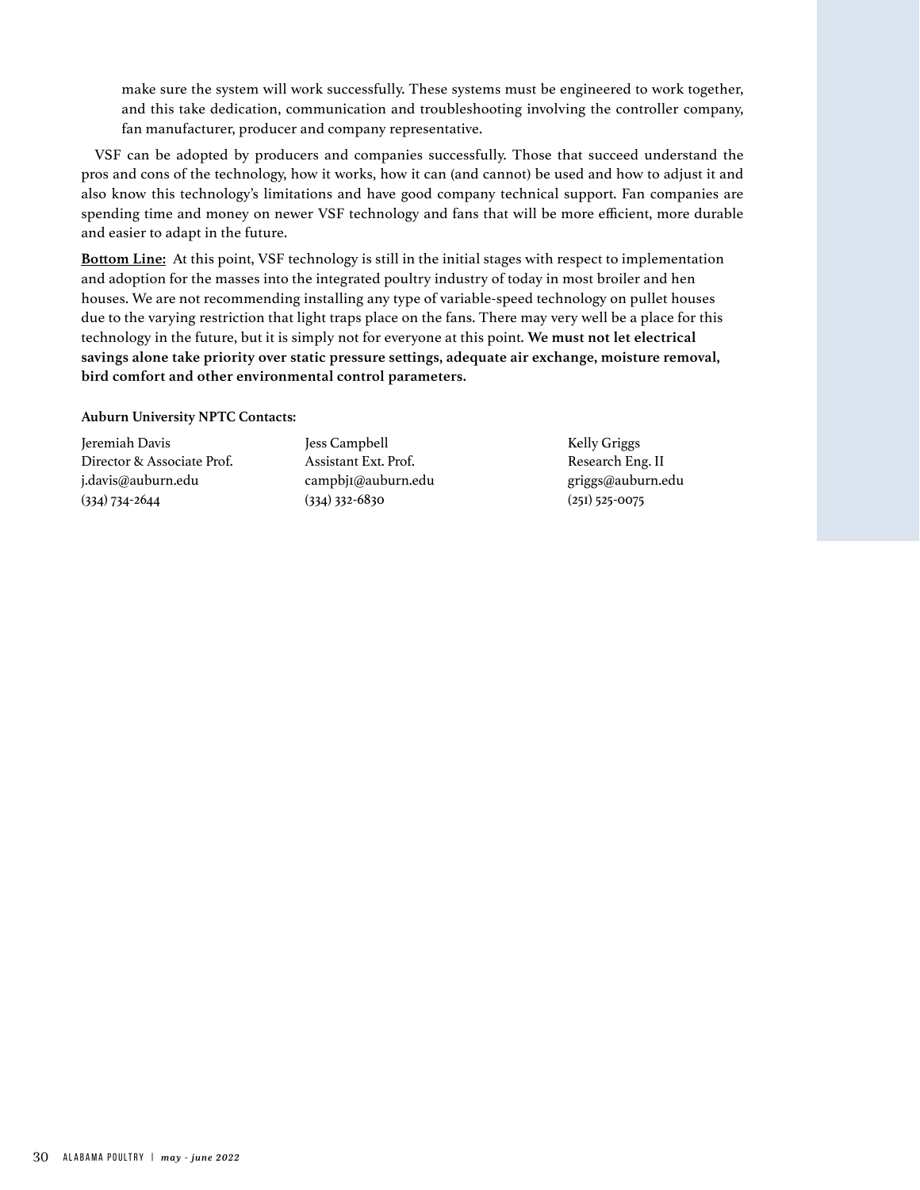make sure the system will work successfully. These systems must be engineered to work together, and this take dedication, communication and troubleshooting involving the controller company, fan manufacturer, producer and company representative.

VSF can be adopted by producers and companies successfully. Those that succeed understand the pros and cons of the technology, how it works, how it can (and cannot) be used and how to adjust it and also know this technology's limitations and have good company technical support. Fan companies are spending time and money on newer VSF technology and fans that will be more efficient, more durable and easier to adapt in the future.

**Bottom Line:** At this point, VSF technology is still in the initial stages with respect to implementation and adoption for the masses into the integrated poultry industry of today in most broiler and hen houses. We are not recommending installing any type of variable-speed technology on pullet houses due to the varying restriction that light traps place on the fans. There may very well be a place for this technology in the future, but it is simply not for everyone at this point. **We must not let electrical savings alone take priority over static pressure settings, adequate air exchange, moisture removal, bird comfort and other environmental control parameters.**

**Auburn University NPTC Contacts:**

Jeremiah Davis
Director & Associate Prof.
j.davis@auburn.edu
(334) 734-2644

Jess Campbell
Assistant Ext. Prof.
campbj1@auburn.edu
(334) 332-6830

Kelly Griggs
Research Eng. II
griggs@auburn.edu
(251) 525-0075